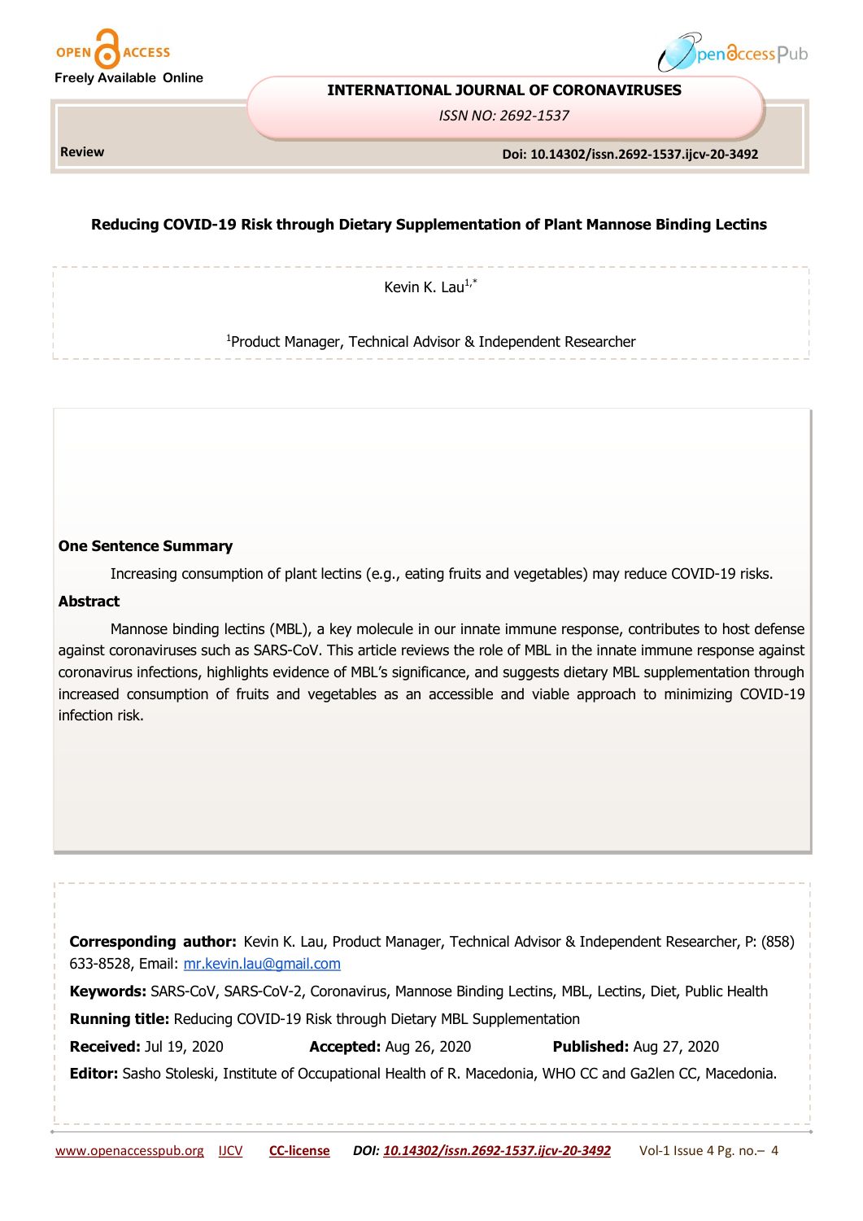Review

# Reducing COVID-19 Risk through Dietary Supplementation of Plant Mannose Binding Lectins

Kevin K. Lau[1,*]

[1]Product Manager, Technical Advisor & Independent Researcher

## One Sentence Summary

Increasing consumption of plant lectins (e.g., eating fruits and vegetables) may reduce COVID-19 risks.

## Abstract

Mannose binding lectins (MBL), a key molecule in our innate immune response, contributes to host defense against coronaviruses such as SARS-CoV. This article reviews the role of MBL in the innate immune response against coronavirus infections, highlights evidence of MBL's significance, and suggests dietary MBL supplementation through increased consumption of fruits and vegetables as an accessible and viable approach to minimizing COVID-19 infection risk.

**Corresponding author:** Kevin K. Lau, Product Manager, Technical Advisor & Independent Researcher, P: (858) 633-8528, Email: mr.kevin.lau@gmail.com

**Keywords:** SARS-CoV, SARS-CoV-2, Coronavirus, Mannose Binding Lectins, MBL, Lectins, Diet, Public Health

**Running title:** Reducing COVID-19 Risk through Dietary MBL Supplementation

**Received:** Jul 19, 2020 **Accepted:** Aug 26, 2020 **Published:** Aug 27, 2020

**Editor:** Sasho Stoleski, Institute of Occupational Health of R. Macedonia, WHO CC and Ga2len CC, Macedonia.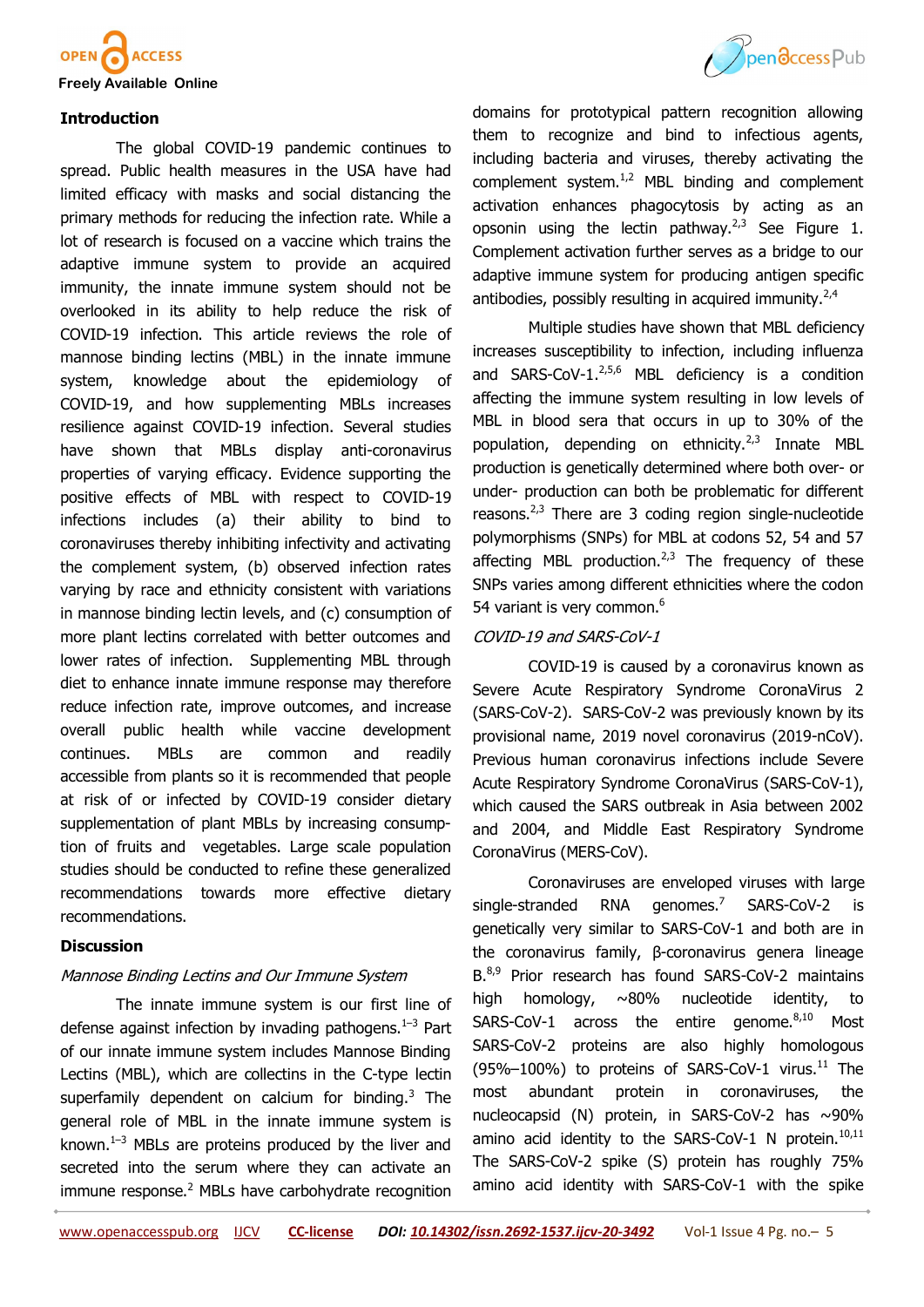## Introduction

The global COVID-19 pandemic continues to spread. Public health measures in the USA have had limited efficacy with masks and social distancing the primary methods for reducing the infection rate. While a lot of research is focused on a vaccine which trains the adaptive immune system to provide an acquired immunity, the innate immune system should not be overlooked in its ability to help reduce the risk of COVID-19 infection. This article reviews the role of mannose binding lectins (MBL) in the innate immune system, knowledge about the epidemiology of COVID-19, and how supplementing MBLs increases resilience against COVID-19 infection. Several studies have shown that MBLs display anti-coronavirus properties of varying efficacy. Evidence supporting the positive effects of MBL with respect to COVID-19 infections includes (a) their ability to bind to coronaviruses thereby inhibiting infectivity and activating the complement system, (b) observed infection rates varying by race and ethnicity consistent with variations in mannose binding lectin levels, and (c) consumption of more plant lectins correlated with better outcomes and lower rates of infection. Supplementing MBL through diet to enhance innate immune response may therefore reduce infection rate, improve outcomes, and increase overall public health while vaccine development continues. MBLs are common and readily accessible from plants so it is recommended that people at risk of or infected by COVID-19 consider dietary supplementation of plant MBLs by increasing consumption of fruits and vegetables. Large scale population studies should be conducted to refine these generalized recommendations towards more effective dietary recommendations.

## Discussion

### *Mannose Binding Lectins and Our Immune System*

The innate immune system is our first line of defense against infection by invading pathogens.[1–3] Part of our innate immune system includes Mannose Binding Lectins (MBL), which are collectins in the C-type lectin superfamily dependent on calcium for binding.[3] The general role of MBL in the innate immune system is known.[1–3] MBLs are proteins produced by the liver and secreted into the serum where they can activate an immune response.[2] MBLs have carbohydrate recognition domains for prototypical pattern recognition allowing them to recognize and bind to infectious agents, including bacteria and viruses, thereby activating the complement system.[1,2] MBL binding and complement activation enhances phagocytosis by acting as an opsonin using the lectin pathway.[2,3] See Figure 1. Complement activation further serves as a bridge to our adaptive immune system for producing antigen specific antibodies, possibly resulting in acquired immunity.[2,4]

Multiple studies have shown that MBL deficiency increases susceptibility to infection, including influenza and SARS-CoV-1.[2,5,6] MBL deficiency is a condition affecting the immune system resulting in low levels of MBL in blood sera that occurs in up to 30% of the population, depending on ethnicity.[2,3] Innate MBL production is genetically determined where both over- or under- production can both be problematic for different reasons.[2,3] There are 3 coding region single-nucleotide polymorphisms (SNPs) for MBL at codons 52, 54 and 57 affecting MBL production.[2,3] The frequency of these SNPs varies among different ethnicities where the codon 54 variant is very common.[6]

### *COVID-19 and SARS-CoV-1*

COVID-19 is caused by a coronavirus known as Severe Acute Respiratory Syndrome CoronaVirus 2 (SARS-CoV-2). SARS-CoV-2 was previously known by its provisional name, 2019 novel coronavirus (2019-nCoV). Previous human coronavirus infections include Severe Acute Respiratory Syndrome CoronaVirus (SARS-CoV-1), which caused the SARS outbreak in Asia between 2002 and 2004, and Middle East Respiratory Syndrome CoronaVirus (MERS-CoV).

Coronaviruses are enveloped viruses with large single-stranded RNA genomes.[7] SARS-CoV-2 is genetically very similar to SARS-CoV-1 and both are in the coronavirus family, β-coronavirus genera lineage B.[8,9] Prior research has found SARS-CoV-2 maintains high homology, ~80% nucleotide identity, to SARS-CoV-1 across the entire genome.[8,10] Most SARS-CoV-2 proteins are also highly homologous (95%–100%) to proteins of SARS-CoV-1 virus.[11] The most abundant protein in coronaviruses, the nucleocapsid (N) protein, in SARS-CoV-2 has ~90% amino acid identity to the SARS-CoV-1 N protein.[10,11] The SARS-CoV-2 spike (S) protein has roughly 75% amino acid identity with SARS-CoV-1 with the spike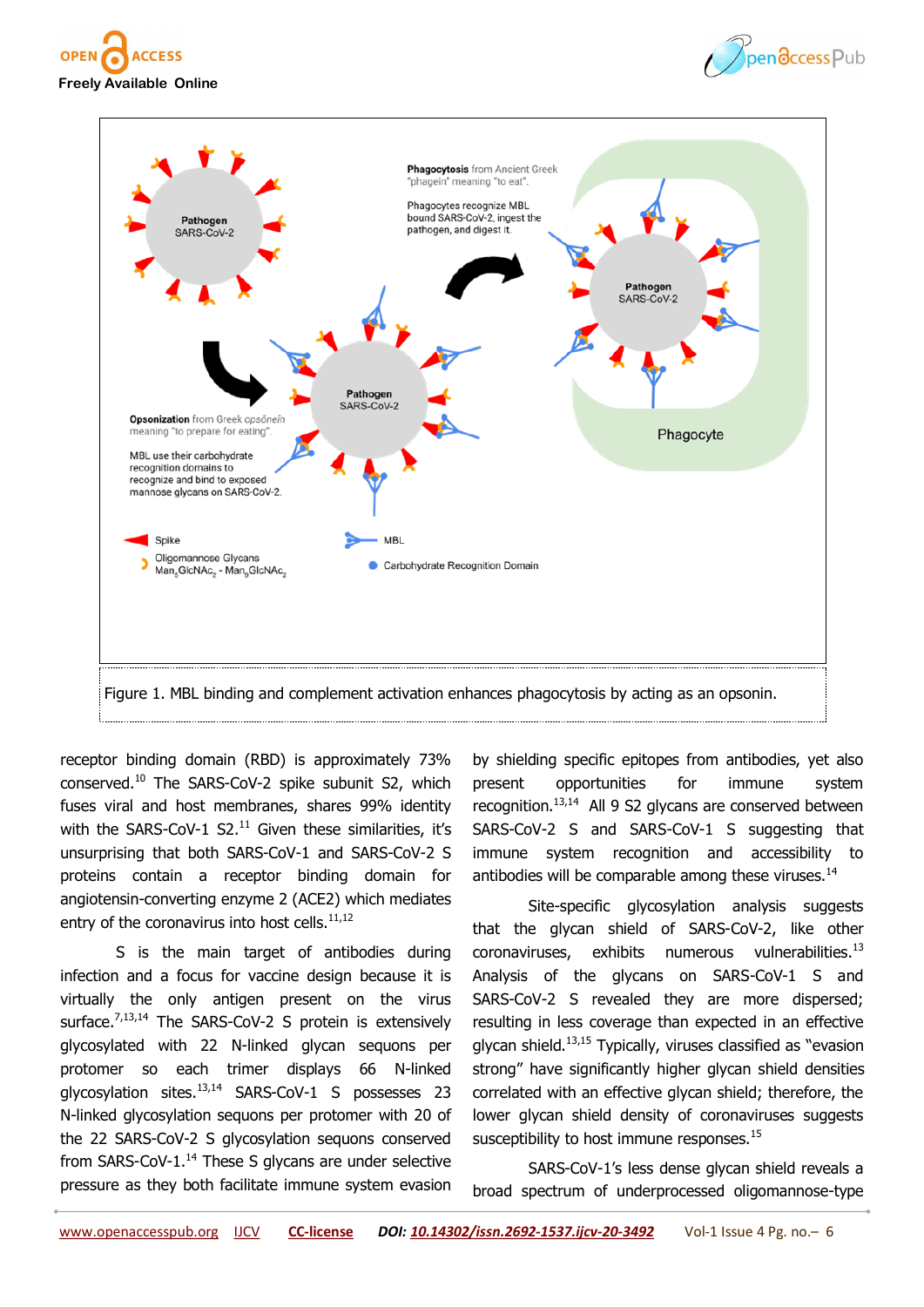Figure 1. MBL binding and complement activation enhances phagocytosis by acting as an opsonin.

receptor binding domain (RBD) is approximately 73% conserved.[10] The SARS-CoV-2 spike subunit S2, which fuses viral and host membranes, shares 99% identity with the SARS-CoV-1 S2.[11] Given these similarities, it's unsurprising that both SARS-CoV-1 and SARS-CoV-2 S proteins contain a receptor binding domain for angiotensin-converting enzyme 2 (ACE2) which mediates entry of the coronavirus into host cells.[11,12]

S is the main target of antibodies during infection and a focus for vaccine design because it is virtually the only antigen present on the virus surface.[7,13,14] The SARS-CoV-2 S protein is extensively glycosylated with 22 N-linked glycan sequons per protomer so each trimer displays 66 N-linked glycosylation sites.[13,14] SARS-CoV-1 S possesses 23 N-linked glycosylation sequons per protomer with 20 of the 22 SARS-CoV-2 S glycosylation sequons conserved from SARS-CoV-1.[14] These S glycans are under selective pressure as they both facilitate immune system evasion by shielding specific epitopes from antibodies, yet also present opportunities for immune system recognition.[13,14] All 9 S2 glycans are conserved between SARS-CoV-2 S and SARS-CoV-1 S suggesting that immune system recognition and accessibility to antibodies will be comparable among these viruses.[14]

Site-specific glycosylation analysis suggests that the glycan shield of SARS-CoV-2, like other coronaviruses, exhibits numerous vulnerabilities.[13] Analysis of the glycans on SARS-CoV-1 S and SARS-CoV-2 S revealed they are more dispersed; resulting in less coverage than expected in an effective glycan shield.[13,15] Typically, viruses classified as "evasion strong" have significantly higher glycan shield densities correlated with an effective glycan shield; therefore, the lower glycan shield density of coronaviruses suggests susceptibility to host immune responses.[15]

SARS-CoV-1's less dense glycan shield reveals a broad spectrum of underprocessed oligomannose-type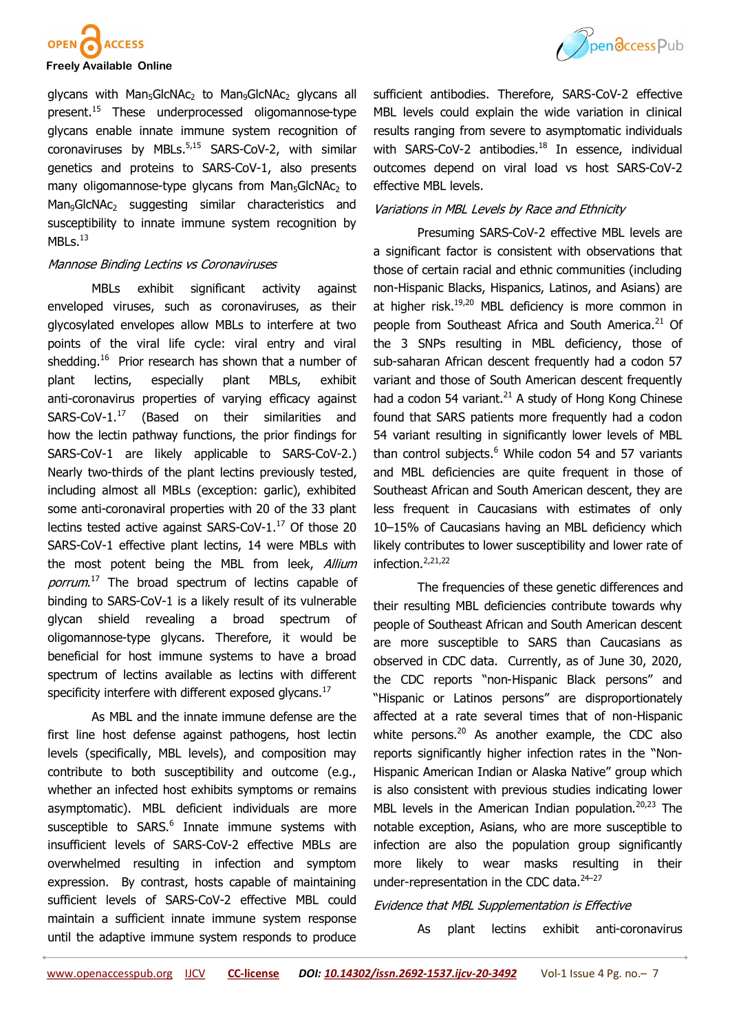glycans with $Man_5GlcNAc_2$ to $Man_9GlcNAc_2$ glycans all present.[15] These underprocessed oligomannose-type glycans enable innate immune system recognition of coronaviruses by MBLs.[5,15] SARS-CoV-2, with similar genetics and proteins to SARS-CoV-1, also presents many oligomannose-type glycans from $Man_5GlcNAc_2$ to $Man_9GlcNAc_2$ suggesting similar characteristics and susceptibility to innate immune system recognition by MBLs.[13]

### *Mannose Binding Lectins vs Coronaviruses*

MBLs exhibit significant activity against enveloped viruses, such as coronaviruses, as their glycosylated envelopes allow MBLs to interfere at two points of the viral life cycle: viral entry and viral shedding.[16] Prior research has shown that a number of plant lectins, especially plant MBLs, exhibit anti-coronavirus properties of varying efficacy against SARS-CoV-1.[17] (Based on their similarities and how the lectin pathway functions, the prior findings for SARS-CoV-1 are likely applicable to SARS-CoV-2.) Nearly two-thirds of the plant lectins previously tested, including almost all MBLs (exception: garlic), exhibited some anti-coronaviral properties with 20 of the 33 plant lectins tested active against SARS-CoV-1.[17] Of those 20 SARS-CoV-1 effective plant lectins, 14 were MBLs with the most potent being the MBL from leek, *Allium porrum*.[17] The broad spectrum of lectins capable of binding to SARS-CoV-1 is a likely result of its vulnerable glycan shield revealing a broad spectrum of oligomannose-type glycans. Therefore, it would be beneficial for host immune systems to have a broad spectrum of lectins available as lectins with different specificity interfere with different exposed glycans.[17]

As MBL and the innate immune defense are the first line host defense against pathogens, host lectin levels (specifically, MBL levels), and composition may contribute to both susceptibility and outcome (e.g., whether an infected host exhibits symptoms or remains asymptomatic). MBL deficient individuals are more susceptible to SARS.[6] Innate immune systems with insufficient levels of SARS-CoV-2 effective MBLs are overwhelmed resulting in infection and symptom expression. By contrast, hosts capable of maintaining sufficient levels of SARS-CoV-2 effective MBL could maintain a sufficient innate immune system response until the adaptive immune system responds to produce sufficient antibodies. Therefore, SARS-CoV-2 effective MBL levels could explain the wide variation in clinical results ranging from severe to asymptomatic individuals with SARS-CoV-2 antibodies.[18] In essence, individual outcomes depend on viral load vs host SARS-CoV-2 effective MBL levels.

### *Variations in MBL Levels by Race and Ethnicity*

Presuming SARS-CoV-2 effective MBL levels are a significant factor is consistent with observations that those of certain racial and ethnic communities (including non-Hispanic Blacks, Hispanics, Latinos, and Asians) are at higher risk.[19,20] MBL deficiency is more common in people from Southeast Africa and South America.[21] Of the 3 SNPs resulting in MBL deficiency, those of sub-saharan African descent frequently had a codon 57 variant and those of South American descent frequently had a codon 54 variant.[21] A study of Hong Kong Chinese found that SARS patients more frequently had a codon 54 variant resulting in significantly lower levels of MBL than control subjects.[6] While codon 54 and 57 variants and MBL deficiencies are quite frequent in those of Southeast African and South American descent, they are less frequent in Caucasians with estimates of only 10–15% of Caucasians having an MBL deficiency which likely contributes to lower susceptibility and lower rate of infection.[2,21,22]

The frequencies of these genetic differences and their resulting MBL deficiencies contribute towards why people of Southeast African and South American descent are more susceptible to SARS than Caucasians as observed in CDC data. Currently, as of June 30, 2020, the CDC reports "non-Hispanic Black persons" and "Hispanic or Latinos persons" are disproportionately affected at a rate several times that of non-Hispanic white persons.[20] As another example, the CDC also reports significantly higher infection rates in the "Non-Hispanic American Indian or Alaska Native" group which is also consistent with previous studies indicating lower MBL levels in the American Indian population.[20,23] The notable exception, Asians, who are more susceptible to infection are also the population group significantly more likely to wear masks resulting in their under-representation in the CDC data.[24–27]

### *Evidence that MBL Supplementation is Effective*

As plant lectins exhibit anti-coronavirus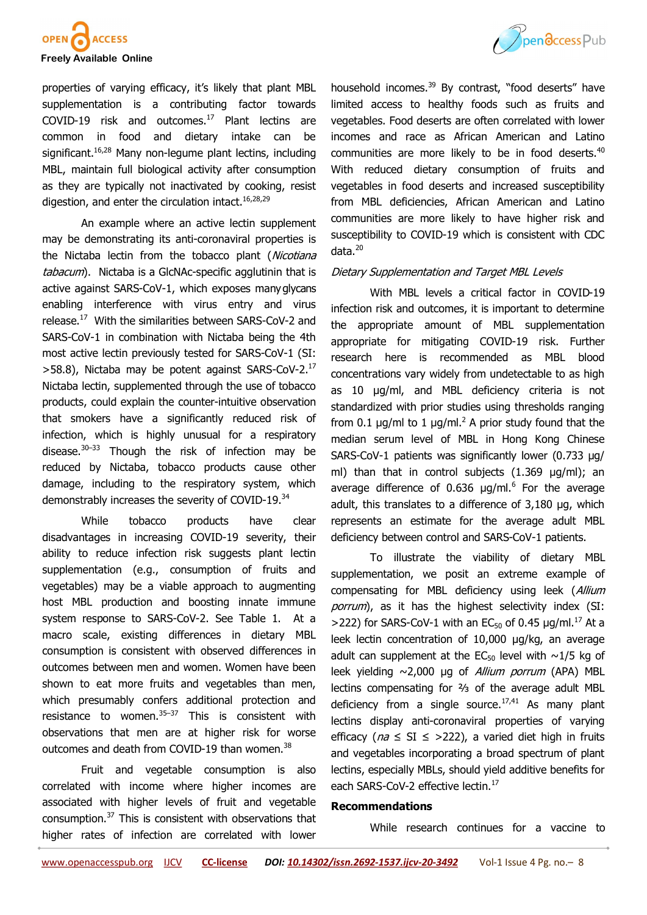properties of varying efficacy, it's likely that plant MBL supplementation is a contributing factor towards COVID-19 risk and outcomes.[17] Plant lectins are common in food and dietary intake can be significant.[16,28] Many non-legume plant lectins, including MBL, maintain full biological activity after consumption as they are typically not inactivated by cooking, resist digestion, and enter the circulation intact.[16,28,29]

An example where an active lectin supplement may be demonstrating its anti-coronaviral properties is the Nictaba lectin from the tobacco plant (*Nicotiana tabacum*). Nictaba is a GlcNAc-specific agglutinin that is active against SARS-CoV-1, which exposes many glycans enabling interference with virus entry and virus release.[17] With the similarities between SARS-CoV-2 and SARS-CoV-1 in combination with Nictaba being the 4th most active lectin previously tested for SARS-CoV-1 (SI: >58.8), Nictaba may be potent against SARS-CoV-2.[17] Nictaba lectin, supplemented through the use of tobacco products, could explain the counter-intuitive observation that smokers have a significantly reduced risk of infection, which is highly unusual for a respiratory disease.[30–33] Though the risk of infection may be reduced by Nictaba, tobacco products cause other damage, including to the respiratory system, which demonstrably increases the severity of COVID-19.[34]

While tobacco products have clear disadvantages in increasing COVID-19 severity, their ability to reduce infection risk suggests plant lectin supplementation (e.g., consumption of fruits and vegetables) may be a viable approach to augmenting host MBL production and boosting innate immune system response to SARS-CoV-2. See Table 1. At a macro scale, existing differences in dietary MBL consumption is consistent with observed differences in outcomes between men and women. Women have been shown to eat more fruits and vegetables than men, which presumably confers additional protection and resistance to women.[35–37] This is consistent with observations that men are at higher risk for worse outcomes and death from COVID-19 than women.[38]

Fruit and vegetable consumption is also correlated with income where higher incomes are associated with higher levels of fruit and vegetable consumption.[37] This is consistent with observations that higher rates of infection are correlated with lower household incomes.[39] By contrast, "food deserts" have limited access to healthy foods such as fruits and vegetables. Food deserts are often correlated with lower incomes and race as African American and Latino communities are more likely to be in food deserts.[40] With reduced dietary consumption of fruits and vegetables in food deserts and increased susceptibility from MBL deficiencies, African American and Latino communities are more likely to have higher risk and susceptibility to COVID-19 which is consistent with CDC data.[20]

*Dietary Supplementation and Target MBL Levels*

With MBL levels a critical factor in COVID-19 infection risk and outcomes, it is important to determine the appropriate amount of MBL supplementation appropriate for mitigating COVID-19 risk. Further research here is recommended as MBL blood concentrations vary widely from undetectable to as high as 10 μg/ml, and MBL deficiency criteria is not standardized with prior studies using thresholds ranging from 0.1 μg/ml to 1 μg/ml.[2] A prior study found that the median serum level of MBL in Hong Kong Chinese SARS-CoV-1 patients was significantly lower (0.733 μg/ml) than that in control subjects (1.369 μg/ml); an average difference of 0.636 μg/ml.[6] For the average adult, this translates to a difference of 3,180 μg, which represents an estimate for the average adult MBL deficiency between control and SARS-CoV-1 patients.

To illustrate the viability of dietary MBL supplementation, we posit an extreme example of compensating for MBL deficiency using leek (*Allium porrum*), as it has the highest selectivity index (SI: >222) for SARS-CoV-1 with an $EC_{50}$ of 0.45 μg/ml.[17] At a leek lectin concentration of 10,000 μg/kg, an average adult can supplement at the $EC_{50}$ level with ~1/5 kg of leek yielding ~2,000 μg of *Allium porrum* (APA) MBL lectins compensating for ⅔ of the average adult MBL deficiency from a single source.[17,41] As many plant lectins display anti-coronaviral properties of varying efficacy (*na* ≤ SI ≤ >222), a varied diet high in fruits and vegetables incorporating a broad spectrum of plant lectins, especially MBLs, should yield additive benefits for each SARS-CoV-2 effective lectin.[17]

**Recommendations**

While research continues for a vaccine to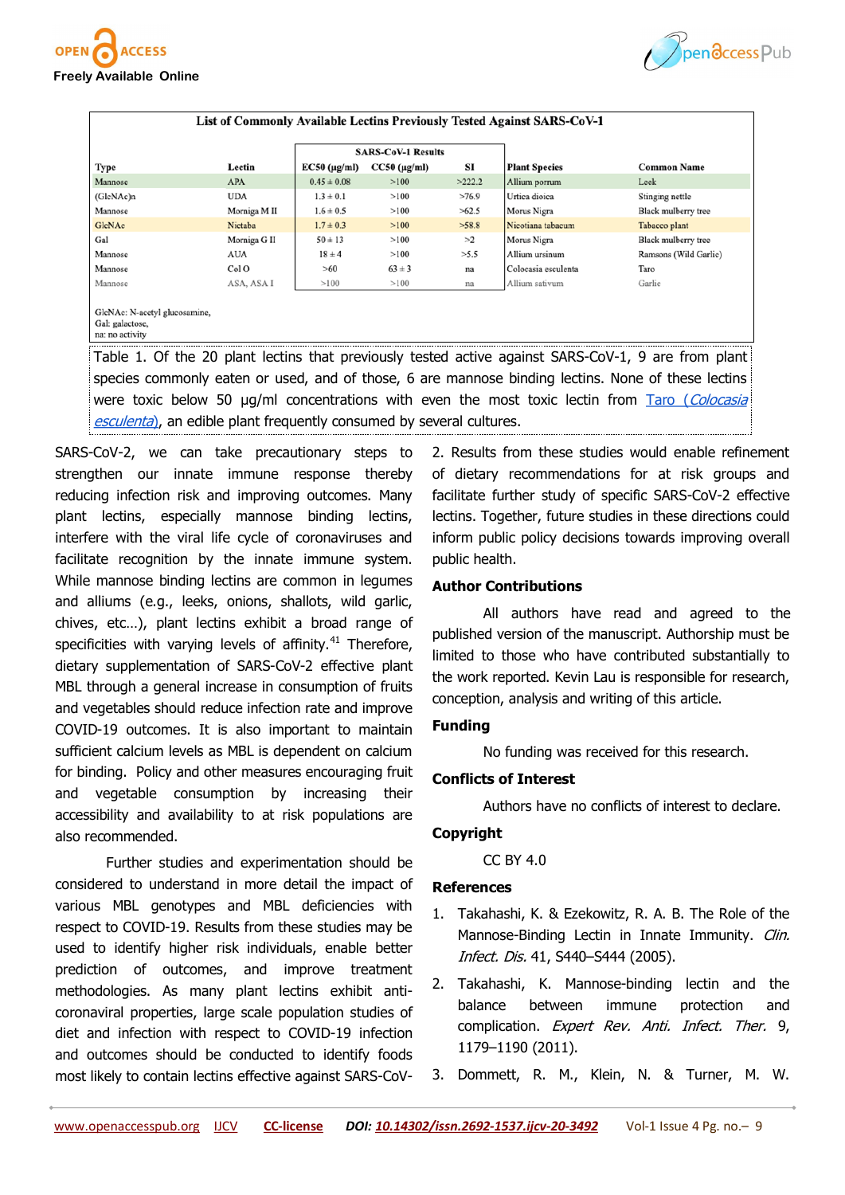List of Commonly Available Lectins Previously Tested Against SARS-CoV-1

| Type | Lectin | SARS-CoV-1 Results | | | Plant Species | Common Name |
|---|---|---|---|---|---|---|
| | | EC50 (μg/ml) | CC50 (μg/ml) | SI | | |
| Mannose | APA | 0.45 ± 0.08 | >100 | >222.2 | Allium porrum | Leek |
| (GlcNAc)n | UDA | 1.3 ± 0.1 | >100 | >76.9 | Urtica dioica | Stinging nettle |
| Mannose | Morniga M II | 1.6 ± 0.5 | >100 | >62.5 | Morus Nigra | Black mulberry tree |
| GlcNAc | Nictaba | 1.7 ± 0.3 | >100 | >58.8 | Nicotiana tabacum | Tabacco plant |
| Gal | Morniga G II | 50 ± 13 | >100 | >2 | Morus Nigra | Black mulberry tree |
| Mannose | AUA | 18 ± 4 | >100 | >5.5 | Allium ursinum | Ramsons (Wild Garlic) |
| Mannose | Col O | >60 | 63 ± 3 | na | Colocasia esculenta | Taro |
| Mannose | ASA, ASA I | >100 | >100 | na | Allium sativum | Garlic |

GlcNAc: N-acetyl glucosamine,
Gal: galactose,
na: no activity

Table 1. Of the 20 plant lectins that previously tested active against SARS-CoV-1, 9 are from plant species commonly eaten or used, and of those, 6 are mannose binding lectins. None of these lectins were toxic below 50 μg/ml concentrations with even the most toxic lectin from Taro (*Colocasia esculenta*), an edible plant frequently consumed by several cultures.

SARS-CoV-2, we can take precautionary steps to strengthen our innate immune response thereby reducing infection risk and improving outcomes. Many plant lectins, especially mannose binding lectins, interfere with the viral life cycle of coronaviruses and facilitate recognition by the innate immune system. While mannose binding lectins are common in legumes and alliums (e.g., leeks, onions, shallots, wild garlic, chives, etc…), plant lectins exhibit a broad range of specificities with varying levels of affinity.[41] Therefore, dietary supplementation of SARS-CoV-2 effective plant MBL through a general increase in consumption of fruits and vegetables should reduce infection rate and improve COVID-19 outcomes. It is also important to maintain sufficient calcium levels as MBL is dependent on calcium for binding. Policy and other measures encouraging fruit and vegetable consumption by increasing their accessibility and availability to at risk populations are also recommended.

Further studies and experimentation should be considered to understand in more detail the impact of various MBL genotypes and MBL deficiencies with respect to COVID-19. Results from these studies may be used to identify higher risk individuals, enable better prediction of outcomes, and improve treatment methodologies. As many plant lectins exhibit anti-coronaviral properties, large scale population studies of diet and infection with respect to COVID-19 infection and outcomes should be conducted to identify foods most likely to contain lectins effective against SARS-CoV-2. Results from these studies would enable refinement of dietary recommendations for at risk groups and facilitate further study of specific SARS-CoV-2 effective lectins. Together, future studies in these directions could inform public policy decisions towards improving overall public health.

## Author Contributions

All authors have read and agreed to the published version of the manuscript. Authorship must be limited to those who have contributed substantially to the work reported. Kevin Lau is responsible for research, conception, analysis and writing of this article.

## Funding

No funding was received for this research.

## Conflicts of Interest

Authors have no conflicts of interest to declare.

## Copyright

CC BY 4.0

## References

1. Takahashi, K. & Ezekowitz, R. A. B. The Role of the Mannose-Binding Lectin in Innate Immunity. *Clin. Infect. Dis.* 41, S440–S444 (2005).
2. Takahashi, K. Mannose-binding lectin and the balance between immune protection and complication. *Expert Rev. Anti. Infect. Ther.* 9, 1179–1190 (2011).
3. Dommett, R. M., Klein, N. & Turner, M. W.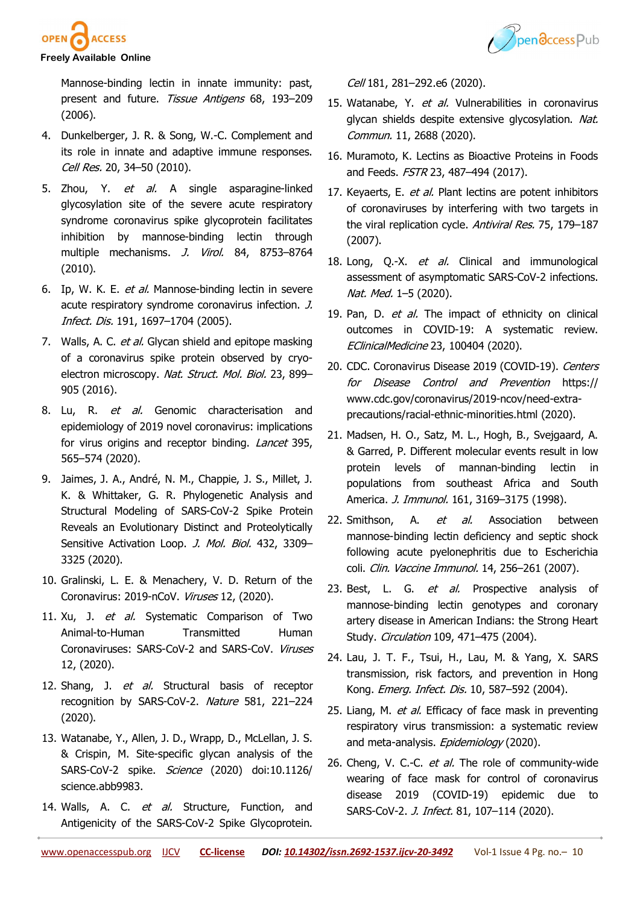Mannose-binding lectin in innate immunity: past, present and future. *Tissue Antigens* 68, 193–209 (2006).

4. Dunkelberger, J. R. & Song, W.-C. Complement and its role in innate and adaptive immune responses. *Cell Res.* 20, 34–50 (2010).
5. Zhou, Y. *et al.* A single asparagine-linked glycosylation site of the severe acute respiratory syndrome coronavirus spike glycoprotein facilitates inhibition by mannose-binding lectin through multiple mechanisms. *J. Virol.* 84, 8753–8764 (2010).
6. Ip, W. K. E. *et al.* Mannose-binding lectin in severe acute respiratory syndrome coronavirus infection. *J. Infect. Dis.* 191, 1697–1704 (2005).
7. Walls, A. C. *et al.* Glycan shield and epitope masking of a coronavirus spike protein observed by cryo-electron microscopy. *Nat. Struct. Mol. Biol.* 23, 899–905 (2016).
8. Lu, R. *et al.* Genomic characterisation and epidemiology of 2019 novel coronavirus: implications for virus origins and receptor binding. *Lancet* 395, 565–574 (2020).
9. Jaimes, J. A., André, N. M., Chappie, J. S., Millet, J. K. & Whittaker, G. R. Phylogenetic Analysis and Structural Modeling of SARS-CoV-2 Spike Protein Reveals an Evolutionary Distinct and Proteolytically Sensitive Activation Loop. *J. Mol. Biol.* 432, 3309–3325 (2020).
10. Gralinski, L. E. & Menachery, V. D. Return of the Coronavirus: 2019-nCoV. *Viruses* 12, (2020).
11. Xu, J. *et al.* Systematic Comparison of Two Animal-to-Human Transmitted Human Coronaviruses: SARS-CoV-2 and SARS-CoV. *Viruses* 12, (2020).
12. Shang, J. *et al.* Structural basis of receptor recognition by SARS-CoV-2. *Nature* 581, 221–224 (2020).
13. Watanabe, Y., Allen, J. D., Wrapp, D., McLellan, J. S. & Crispin, M. Site-specific glycan analysis of the SARS-CoV-2 spike. *Science* (2020) doi:10.1126/science.abb9983.
14. Walls, A. C. *et al.* Structure, Function, and Antigenicity of the SARS-CoV-2 Spike Glycoprotein. *Cell* 181, 281–292.e6 (2020).
15. Watanabe, Y. *et al.* Vulnerabilities in coronavirus glycan shields despite extensive glycosylation. *Nat. Commun.* 11, 2688 (2020).
16. Muramoto, K. Lectins as Bioactive Proteins in Foods and Feeds. *FSTR* 23, 487–494 (2017).
17. Keyaerts, E. *et al.* Plant lectins are potent inhibitors of coronaviruses by interfering with two targets in the viral replication cycle. *Antiviral Res.* 75, 179–187 (2007).
18. Long, Q.-X. *et al.* Clinical and immunological assessment of asymptomatic SARS-CoV-2 infections. *Nat. Med.* 1–5 (2020).
19. Pan, D. *et al.* The impact of ethnicity on clinical outcomes in COVID-19: A systematic review. *EClinicalMedicine* 23, 100404 (2020).
20. CDC. Coronavirus Disease 2019 (COVID-19). *Centers for Disease Control and Prevention* https://www.cdc.gov/coronavirus/2019-ncov/need-extra-precautions/racial-ethnic-minorities.html (2020).
21. Madsen, H. O., Satz, M. L., Hogh, B., Svejgaard, A. & Garred, P. Different molecular events result in low protein levels of mannan-binding lectin in populations from southeast Africa and South America. *J. Immunol.* 161, 3169–3175 (1998).
22. Smithson, A. *et al.* Association between mannose-binding lectin deficiency and septic shock following acute pyelonephritis due to Escherichia coli. *Clin. Vaccine Immunol.* 14, 256–261 (2007).
23. Best, L. G. *et al.* Prospective analysis of mannose-binding lectin genotypes and coronary artery disease in American Indians: the Strong Heart Study. *Circulation* 109, 471–475 (2004).
24. Lau, J. T. F., Tsui, H., Lau, M. & Yang, X. SARS transmission, risk factors, and prevention in Hong Kong. *Emerg. Infect. Dis.* 10, 587–592 (2004).
25. Liang, M. *et al.* Efficacy of face mask in preventing respiratory virus transmission: a systematic review and meta-analysis. *Epidemiology* (2020).
26. Cheng, V. C.-C. *et al.* The role of community-wide wearing of face mask for control of coronavirus disease 2019 (COVID-19) epidemic due to SARS-CoV-2. *J. Infect.* 81, 107–114 (2020).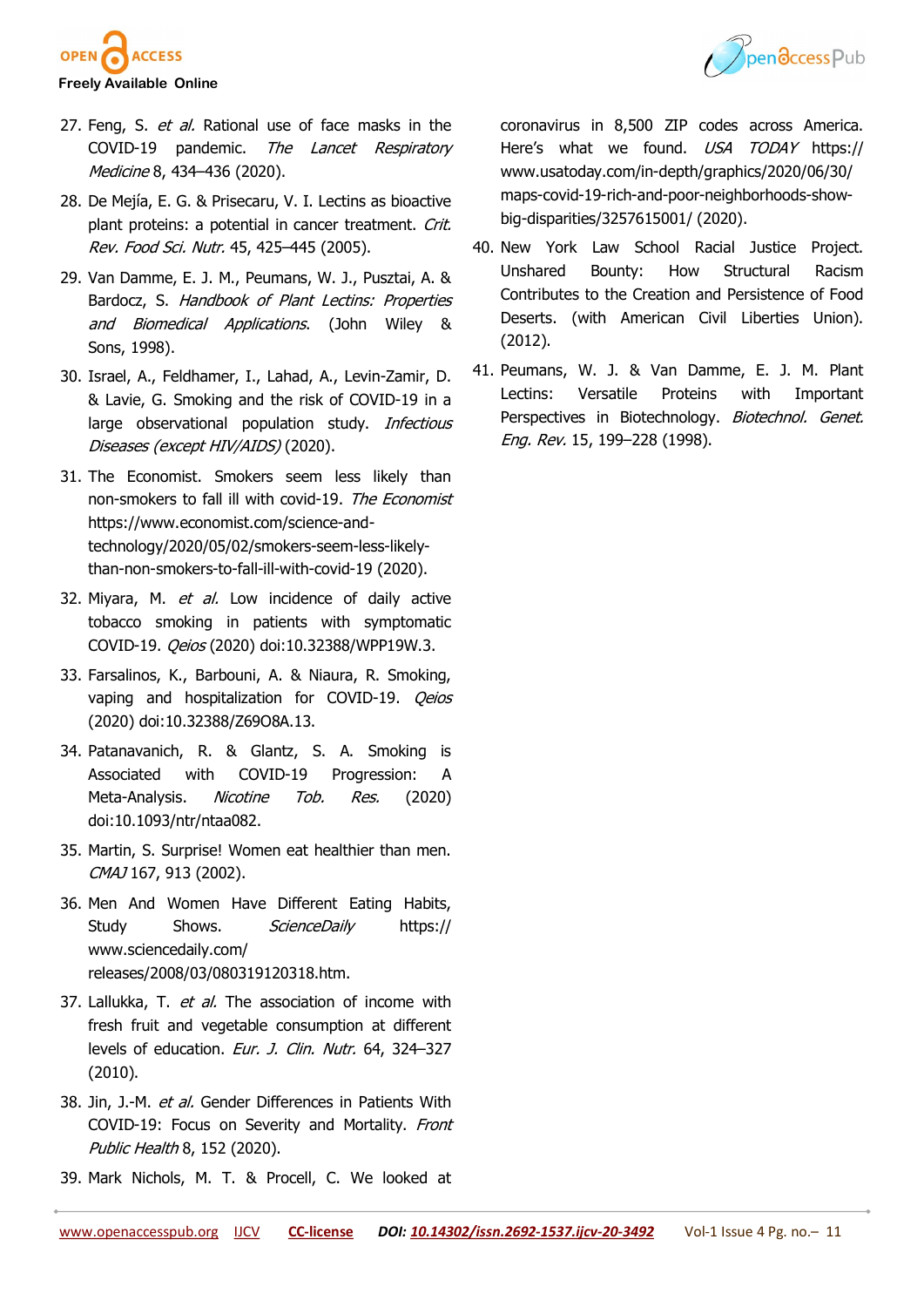27. Feng, S. *et al.* Rational use of face masks in the COVID-19 pandemic. *The Lancet Respiratory Medicine* 8, 434–436 (2020).
28. De Mejía, E. G. & Prisecaru, V. I. Lectins as bioactive plant proteins: a potential in cancer treatment. *Crit. Rev. Food Sci. Nutr.* 45, 425–445 (2005).
29. Van Damme, E. J. M., Peumans, W. J., Pusztai, A. & Bardocz, S. *Handbook of Plant Lectins: Properties and Biomedical Applications.* (John Wiley & Sons, 1998).
30. Israel, A., Feldhamer, I., Lahad, A., Levin-Zamir, D. & Lavie, G. Smoking and the risk of COVID-19 in a large observational population study. *Infectious Diseases (except HIV/AIDS)* (2020).
31. The Economist. Smokers seem less likely than non-smokers to fall ill with covid-19. *The Economist* https://www.economist.com/science-and-technology/2020/05/02/smokers-seem-less-likely-than-non-smokers-to-fall-ill-with-covid-19 (2020).
32. Miyara, M. *et al.* Low incidence of daily active tobacco smoking in patients with symptomatic COVID-19. *Qeios* (2020) doi:10.32388/WPP19W.3.
33. Farsalinos, K., Barbouni, A. & Niaura, R. Smoking, vaping and hospitalization for COVID-19. *Qeios* (2020) doi:10.32388/Z69O8A.13.
34. Patanavanich, R. & Glantz, S. A. Smoking is Associated with COVID-19 Progression: A Meta-Analysis. *Nicotine Tob. Res.* (2020) doi:10.1093/ntr/ntaa082.
35. Martin, S. Surprise! Women eat healthier than men. *CMAJ* 167, 913 (2002).
36. Men And Women Have Different Eating Habits, Study Shows. *ScienceDaily* https://www.sciencedaily.com/releases/2008/03/080319120318.htm.
37. Lallukka, T. *et al.* The association of income with fresh fruit and vegetable consumption at different levels of education. *Eur. J. Clin. Nutr.* 64, 324–327 (2010).
38. Jin, J.-M. *et al.* Gender Differences in Patients With COVID-19: Focus on Severity and Mortality. *Front Public Health* 8, 152 (2020).
39. Mark Nichols, M. T. & Procell, C. We looked at coronavirus in 8,500 ZIP codes across America. Here's what we found. *USA TODAY* https://www.usatoday.com/in-depth/graphics/2020/06/30/maps-covid-19-rich-and-poor-neighborhoods-show-big-disparities/3257615001/ (2020).
40. New York Law School Racial Justice Project. Unshared Bounty: How Structural Racism Contributes to the Creation and Persistence of Food Deserts. (with American Civil Liberties Union). (2012).
41. Peumans, W. J. & Van Damme, E. J. M. Plant Lectins: Versatile Proteins with Important Perspectives in Biotechnology. *Biotechnol. Genet. Eng. Rev.* 15, 199–228 (1998).